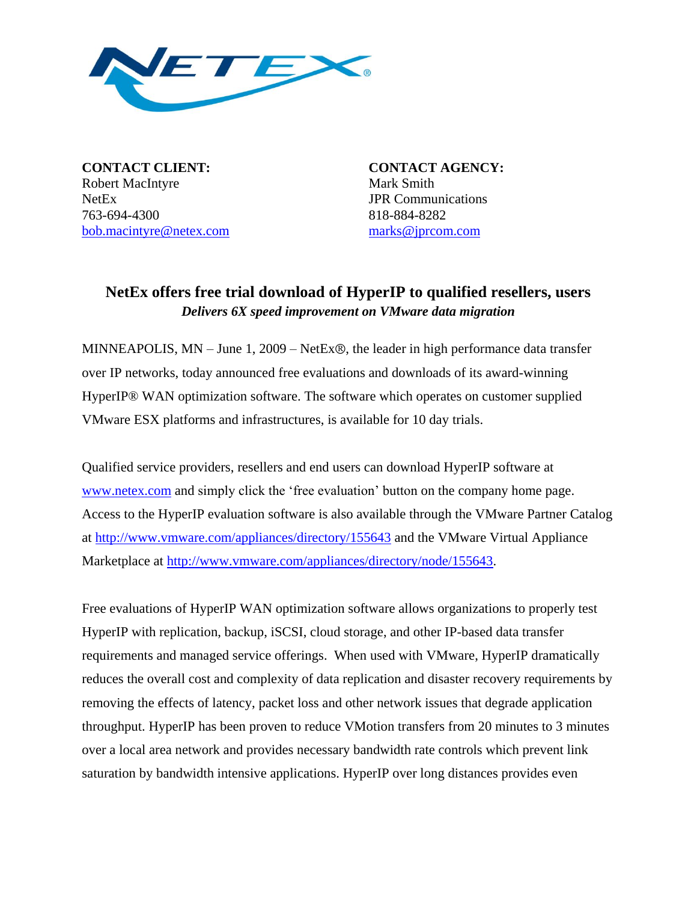**CONTACT CLIENT:**
Robert MacIntyre
NetEx
763-694-4300
bob.macintyre@netex.com

**CONTACT AGENCY:**
Mark Smith
JPR Communications
818-884-8282
marks@jprcom.com

# NetEx offers free trial download of HyperIP to qualified resellers, users

***Delivers 6X speed improvement on VMware data migration***

MINNEAPOLIS, MN – June 1, 2009 – NetEx®, the leader in high performance data transfer over IP networks, today announced free evaluations and downloads of its award-winning HyperIP® WAN optimization software. The software which operates on customer supplied VMware ESX platforms and infrastructures, is available for 10 day trials.

Qualified service providers, resellers and end users can download HyperIP software at www.netex.com and simply click the 'free evaluation' button on the company home page. Access to the HyperIP evaluation software is also available through the VMware Partner Catalog at http://www.vmware.com/appliances/directory/155643 and the VMware Virtual Appliance Marketplace at http://www.vmware.com/appliances/directory/node/155643.

Free evaluations of HyperIP WAN optimization software allows organizations to properly test HyperIP with replication, backup, iSCSI, cloud storage, and other IP-based data transfer requirements and managed service offerings. When used with VMware, HyperIP dramatically reduces the overall cost and complexity of data replication and disaster recovery requirements by removing the effects of latency, packet loss and other network issues that degrade application throughput. HyperIP has been proven to reduce VMotion transfers from 20 minutes to 3 minutes over a local area network and provides necessary bandwidth rate controls which prevent link saturation by bandwidth intensive applications. HyperIP over long distances provides even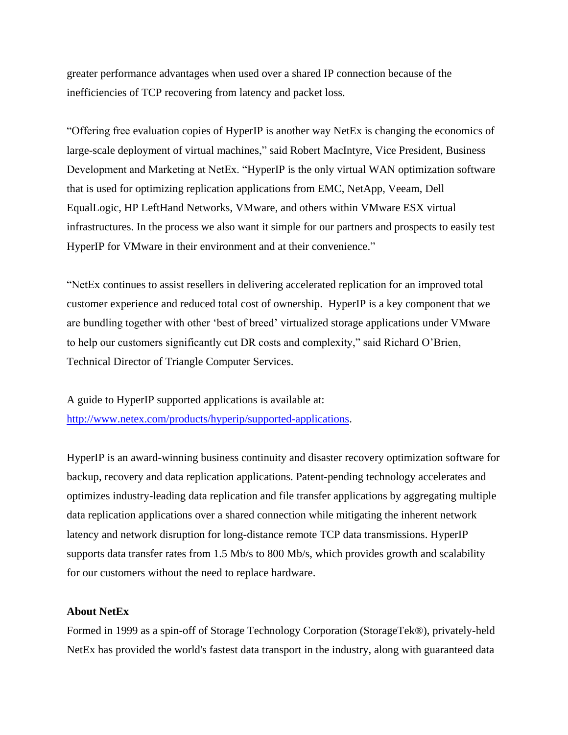greater performance advantages when used over a shared IP connection because of the inefficiencies of TCP recovering from latency and packet loss.

"Offering free evaluation copies of HyperIP is another way NetEx is changing the economics of large-scale deployment of virtual machines," said Robert MacIntyre, Vice President, Business Development and Marketing at NetEx. "HyperIP is the only virtual WAN optimization software that is used for optimizing replication applications from EMC, NetApp, Veeam, Dell EqualLogic, HP LeftHand Networks, VMware, and others within VMware ESX virtual infrastructures. In the process we also want it simple for our partners and prospects to easily test HyperIP for VMware in their environment and at their convenience."

"NetEx continues to assist resellers in delivering accelerated replication for an improved total customer experience and reduced total cost of ownership. HyperIP is a key component that we are bundling together with other 'best of breed' virtualized storage applications under VMware to help our customers significantly cut DR costs and complexity," said Richard O'Brien, Technical Director of Triangle Computer Services.

A guide to HyperIP supported applications is available at: [http://www.netex.com/products/hyperip/supported-applications](http://www.netex.com/products/hyperip/supported-applications).

HyperIP is an award-winning business continuity and disaster recovery optimization software for backup, recovery and data replication applications. Patent-pending technology accelerates and optimizes industry-leading data replication and file transfer applications by aggregating multiple data replication applications over a shared connection while mitigating the inherent network latency and network disruption for long-distance remote TCP data transmissions. HyperIP supports data transfer rates from 1.5 Mb/s to 800 Mb/s, which provides growth and scalability for our customers without the need to replace hardware.

**About NetEx**

Formed in 1999 as a spin-off of Storage Technology Corporation (StorageTek®), privately-held NetEx has provided the world's fastest data transport in the industry, along with guaranteed data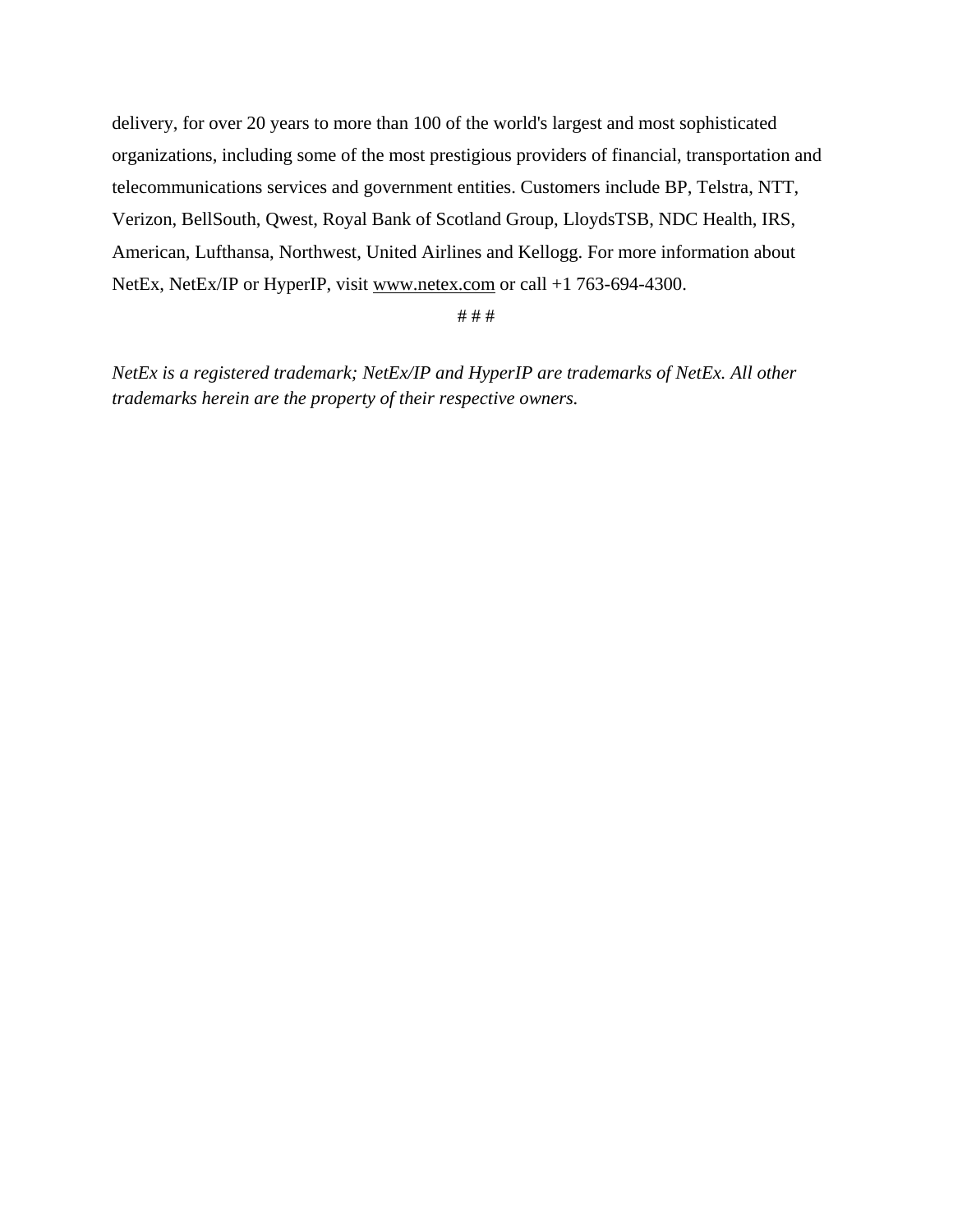delivery, for over 20 years to more than 100 of the world's largest and most sophisticated organizations, including some of the most prestigious providers of financial, transportation and telecommunications services and government entities. Customers include BP, Telstra, NTT, Verizon, BellSouth, Qwest, Royal Bank of Scotland Group, LloydsTSB, NDC Health, IRS, American, Lufthansa, Northwest, United Airlines and Kellogg. For more information about NetEx, NetEx/IP or HyperIP, visit www.netex.com or call +1 763-694-4300.

# # #

*NetEx is a registered trademark; NetEx/IP and HyperIP are trademarks of NetEx. All other trademarks herein are the property of their respective owners.*